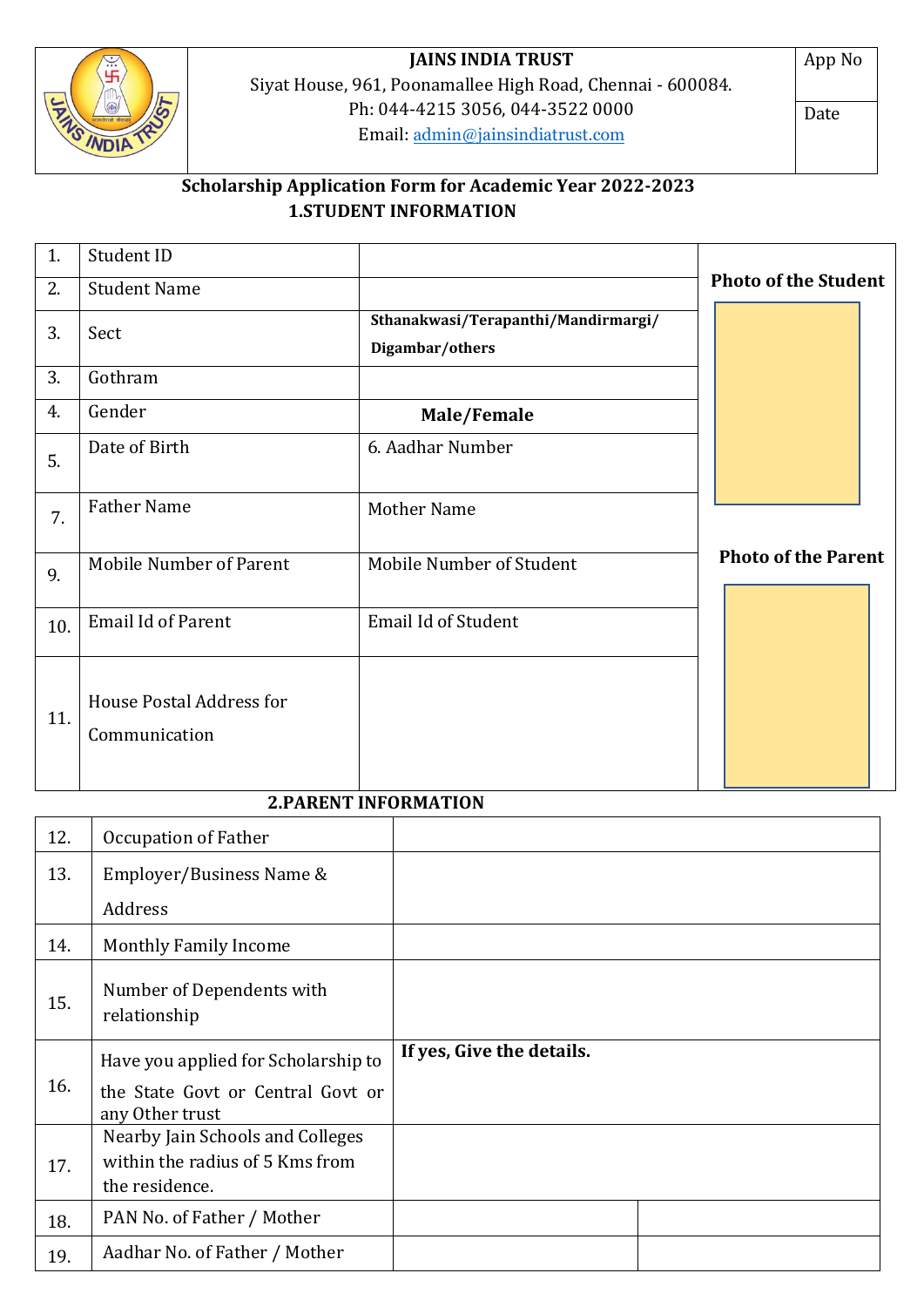| | JAINS INDIA TRUST<br>Siyat House, 961, Poonamallee High Road, Chennai - 600084.<br>Ph: 044-4215 3056, 044-3522 0000<br>Email: admin@jainsindiatrust.com | App No<br><br>Date |
|---|---|---|

**Scholarship Application Form for Academic Year 2022-2023**

## 1.STUDENT INFORMATION

| | | | |
|---|---|---|---|
| 1. | Student ID | | **Photo of the Student** |
| 2. | Student Name | | |
| 3. | Sect | **Sthanakwasi/Terapanthi/Mandirmargi/ Digambar/others** | |
| 3. | Gothram | | |
| 4. | Gender | **Male/Female** | |
| 5. | Date of Birth | 6. Aadhar Number | |
| 7. | Father Name | Mother Name | **Photo of the Parent** |
| 9. | Mobile Number of Parent | Mobile Number of Student | |
| 10. | Email Id of Parent | Email Id of Student | |
| 11. | House Postal Address for Communication | | |

## 2.PARENT INFORMATION

| | | | |
|---|---|---|---|
| 12. | Occupation of Father | | |
| 13. | Employer/Business Name & Address | | |
| 14. | Monthly Family Income | | |
| 15. | Number of Dependents with relationship | | |
| 16. | Have you applied for Scholarship to the State Govt or Central Govt or any Other trust | **If yes, Give the details.** | |
| 17. | Nearby Jain Schools and Colleges within the radius of 5 Kms from the residence. | | |
| 18. | PAN No. of Father / Mother | | |
| 19. | Aadhar No. of Father / Mother | | |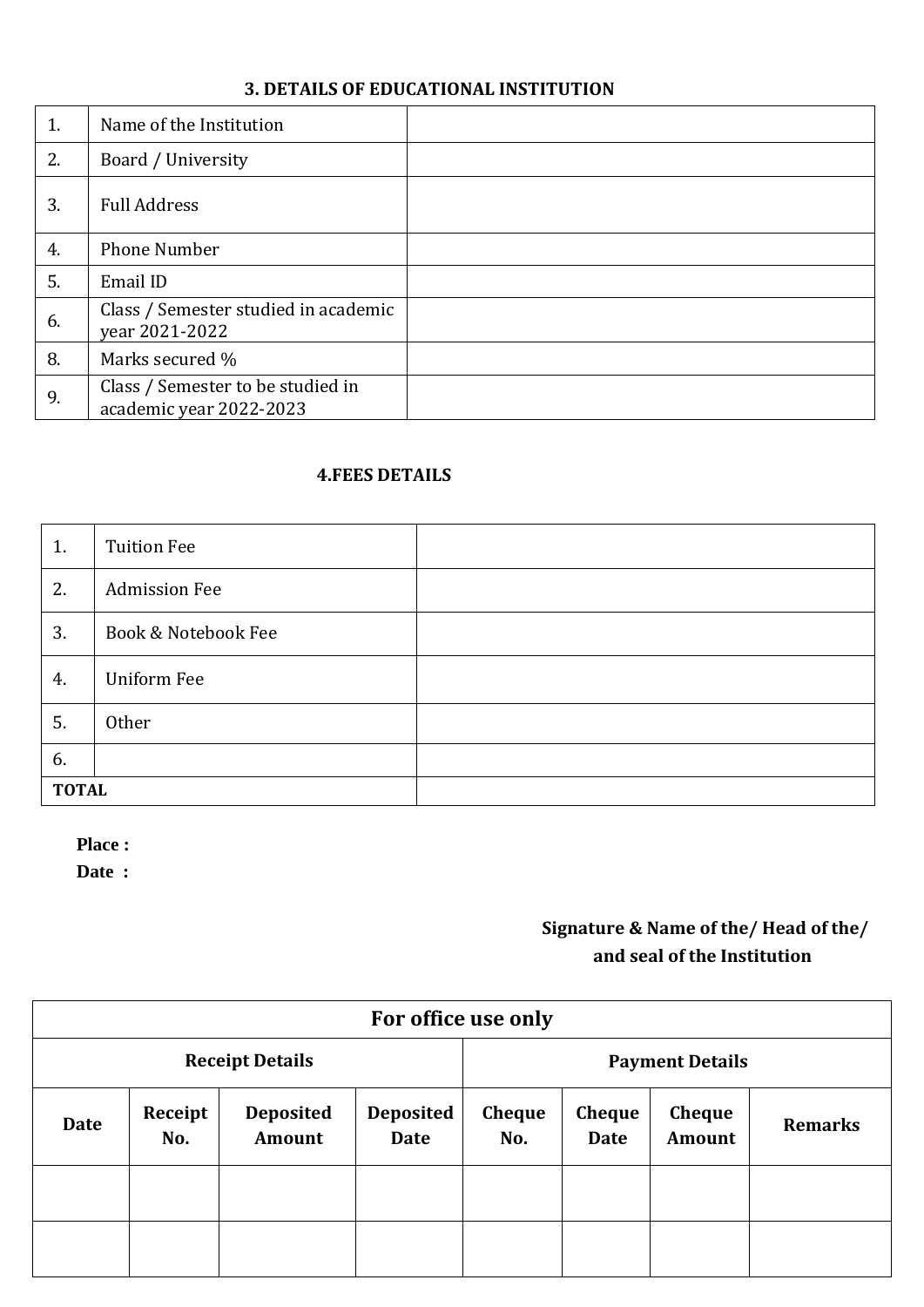### 3. DETAILS OF EDUCATIONAL INSTITUTION

| | | |
|---|---|---|
| 1. | Name of the Institution | |
| 2. | Board / University | |
| 3. | Full Address | |
| 4. | Phone Number | |
| 5. | Email ID | |
| 6. | Class / Semester studied in academic year 2021-2022 | |
| 8. | Marks secured % | |
| 9. | Class / Semester to be studied in academic year 2022-2023 | |

### 4.FEES DETAILS

| | | |
|---|---|---|
| 1. | Tuition Fee | |
| 2. | Admission Fee | |
| 3. | Book & Notebook Fee | |
| 4. | Uniform Fee | |
| 5. | Other | |
| 6. | | |
| **TOTAL** | | |

**Place :**

**Date :**

**Signature & Name of the/ Head of the/**
**and seal of the Institution**

| **For office use only** | | | | | | | |
|---|---|---|---|---|---|---|---|
| **Receipt Details** | | | | **Payment Details** | | | |
| **Date** | **Receipt No.** | **Deposited Amount** | **Deposited Date** | **Cheque No.** | **Cheque Date** | **Cheque Amount** | **Remarks** |
| | | | | | | | |
| | | | | | | | |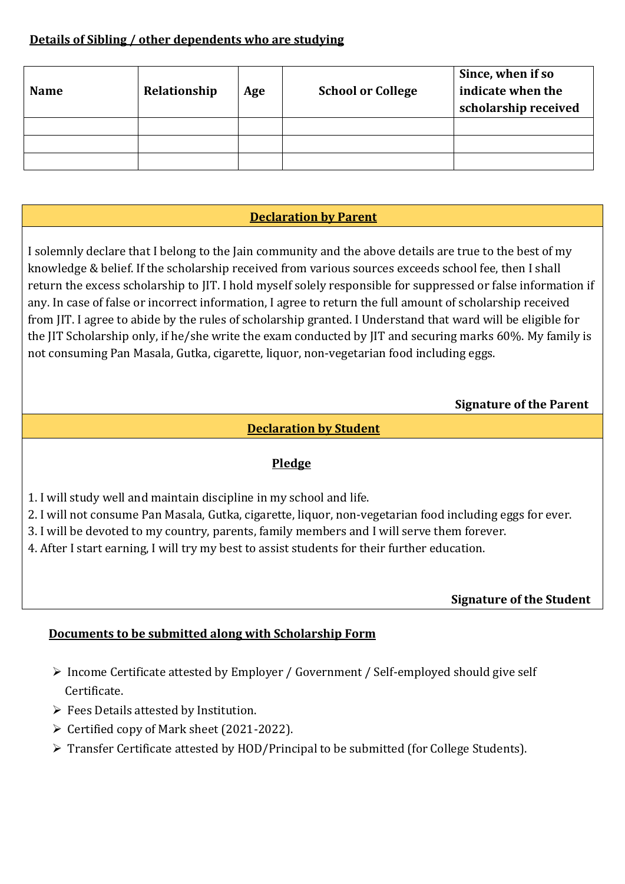**Details of Sibling / other dependents who are studying**

| Name | Relationship | Age | School or College | Since, when if so indicate when the scholarship received |
|---|---|---|---|---|
| | | | | |
| | | | | |
| | | | | |

**Declaration by Parent**

I solemnly declare that I belong to the Jain community and the above details are true to the best of my knowledge & belief. If the scholarship received from various sources exceeds school fee, then I shall return the excess scholarship to JIT. I hold myself solely responsible for suppressed or false information if any. In case of false or incorrect information, I agree to return the full amount of scholarship received from JIT. I agree to abide by the rules of scholarship granted. I Understand that ward will be eligible for the JIT Scholarship only, if he/she write the exam conducted by JIT and securing marks 60%. My family is not consuming Pan Masala, Gutka, cigarette, liquor, non-vegetarian food including eggs.

**Signature of the Parent**

**Declaration by Student**

**Pledge**

1. I will study well and maintain discipline in my school and life.
2. I will not consume Pan Masala, Gutka, cigarette, liquor, non-vegetarian food including eggs for ever.
3. I will be devoted to my country, parents, family members and I will serve them forever.
4. After I start earning, I will try my best to assist students for their further education.

**Signature of the Student**

**Documents to be submitted along with Scholarship Form**

- Income Certificate attested by Employer / Government / Self-employed should give self Certificate.
- Fees Details attested by Institution.
- Certified copy of Mark sheet (2021-2022).
- Transfer Certificate attested by HOD/Principal to be submitted (for College Students).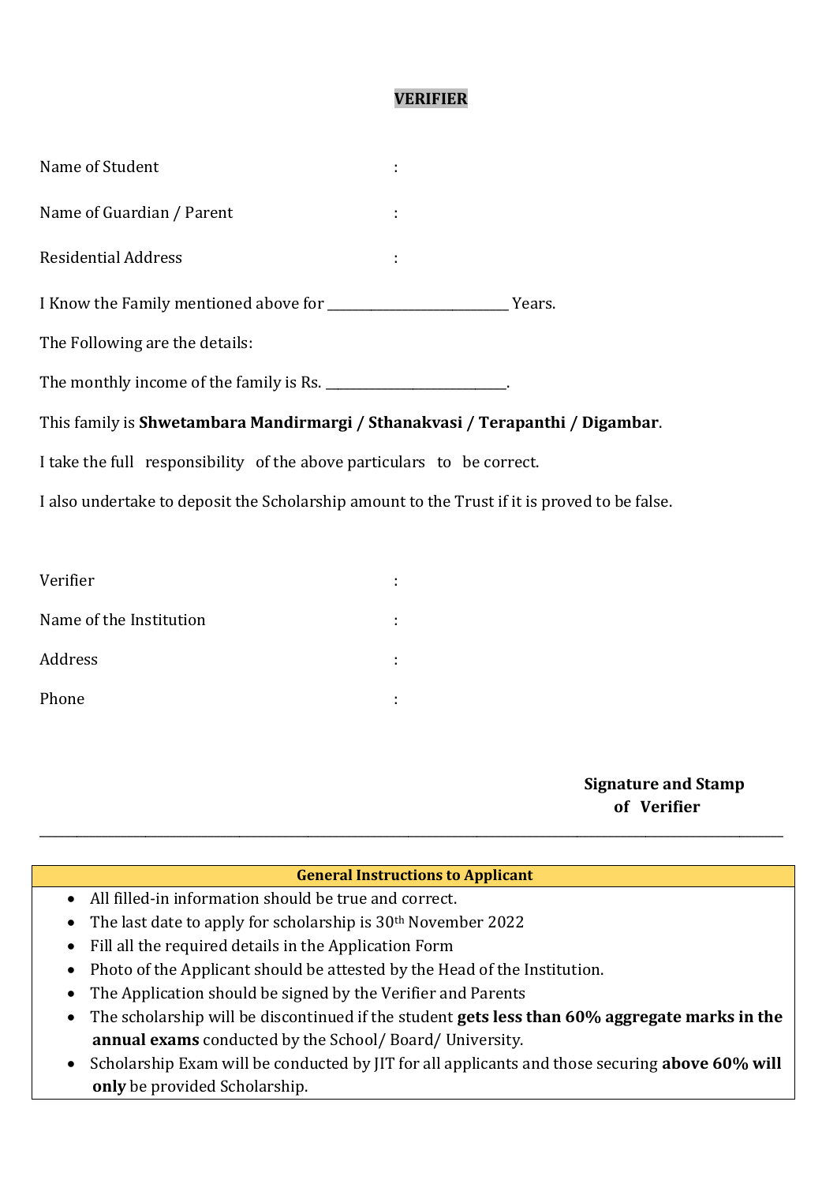## VERIFIER

Name of Student :

Name of Guardian / Parent :

Residential Address :

I Know the Family mentioned above for ___________________________ Years.

The Following are the details:

The monthly income of the family is Rs. __________________________.

This family is **Shwetambara Mandirmargi / Sthanakvasi / Terapanthi / Digambar**.

I take the full responsibility of the above particulars to be correct.

I also undertake to deposit the Scholarship amount to the Trust if it is proved to be false.

Verifier :

Name of the Institution :

Address :

Phone :

**Signature and Stamp of Verifier**

---

| **General Instructions to Applicant** |
| --- |
| • All filled-in information should be true and correct.<br>• The last date to apply for scholarship is 30th November 2022<br>• Fill all the required details in the Application Form<br>• Photo of the Applicant should be attested by the Head of the Institution.<br>• The Application should be signed by the Verifier and Parents<br>• The scholarship will be discontinued if the student **gets less than 60% aggregate marks in the annual exams** conducted by the School/ Board/ University.<br>• Scholarship Exam will be conducted by JIT for all applicants and those securing **above 60% will only** be provided Scholarship. |